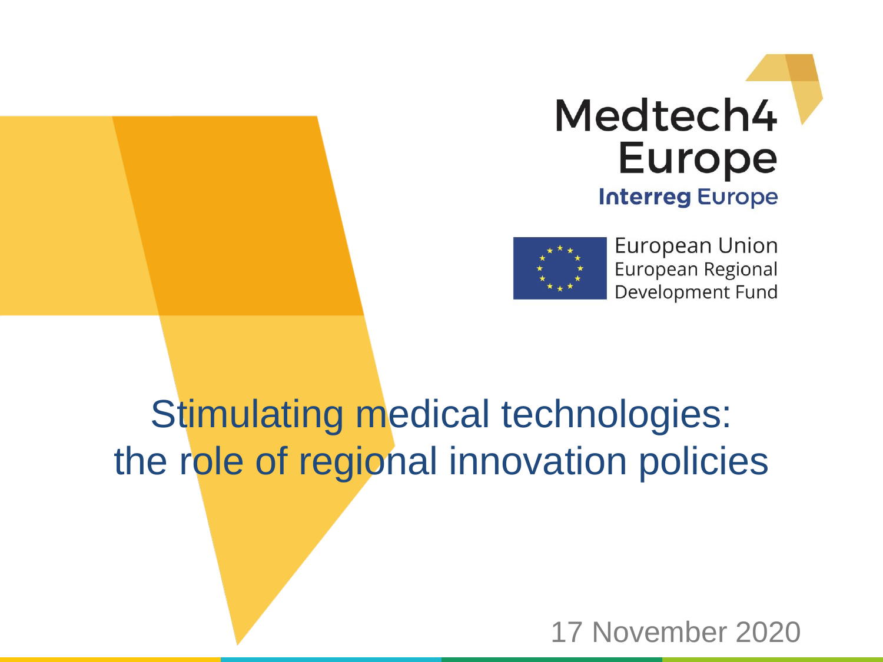Medtech4 Europe

Interreg Europe

European Union
European Regional Development Fund

# Stimulating medical technologies: the role of regional innovation policies

17 November 2020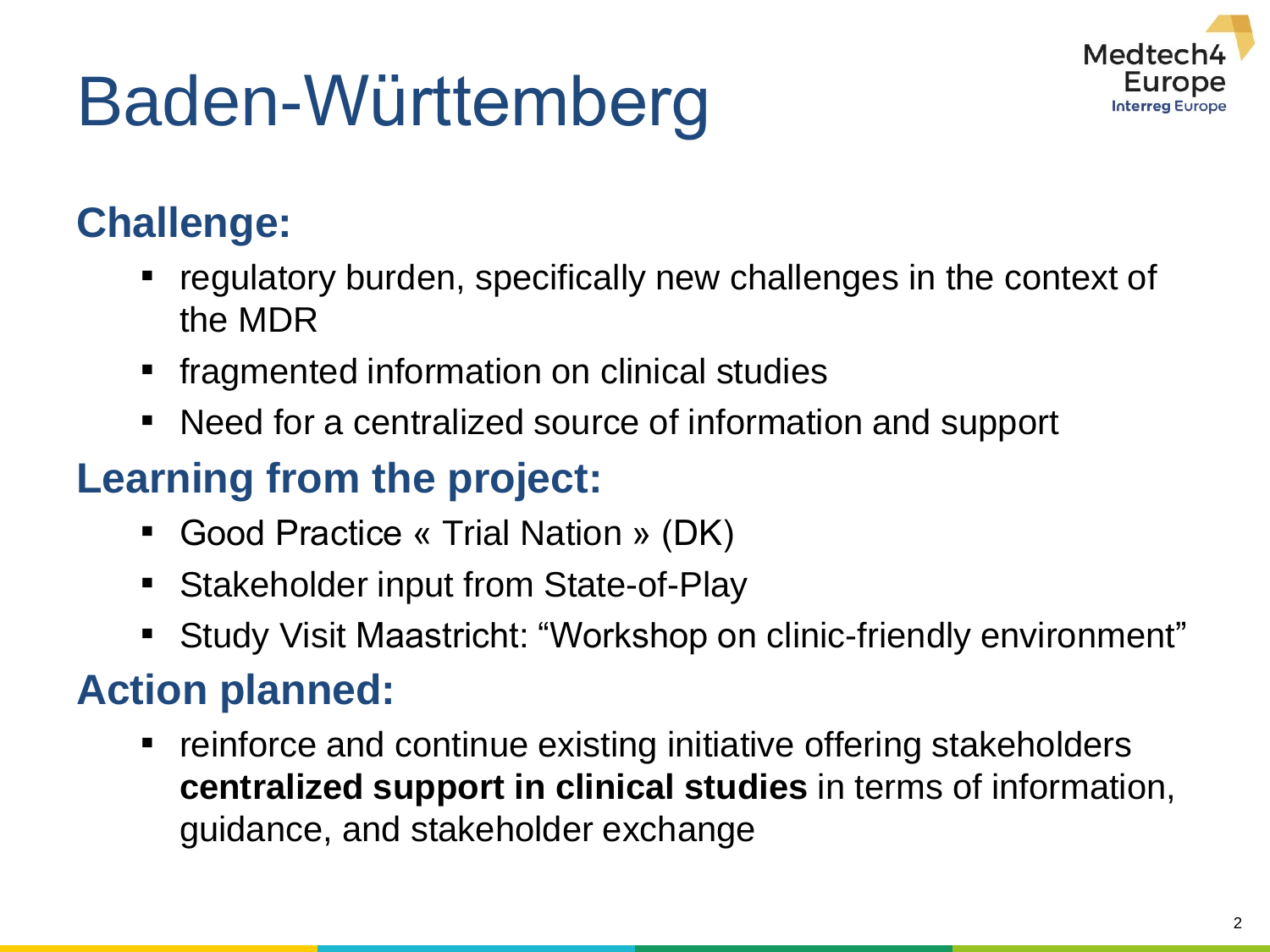# Baden-Württemberg

## Challenge:

- regulatory burden, specifically new challenges in the context of the MDR
- fragmented information on clinical studies
- Need for a centralized source of information and support

## Learning from the project:

- Good Practice « Trial Nation » (DK)
- Stakeholder input from State-of-Play
- Study Visit Maastricht: "Workshop on clinic-friendly environment"

## Action planned:

- reinforce and continue existing initiative offering stakeholders **centralized support in clinical studies** in terms of information, guidance, and stakeholder exchange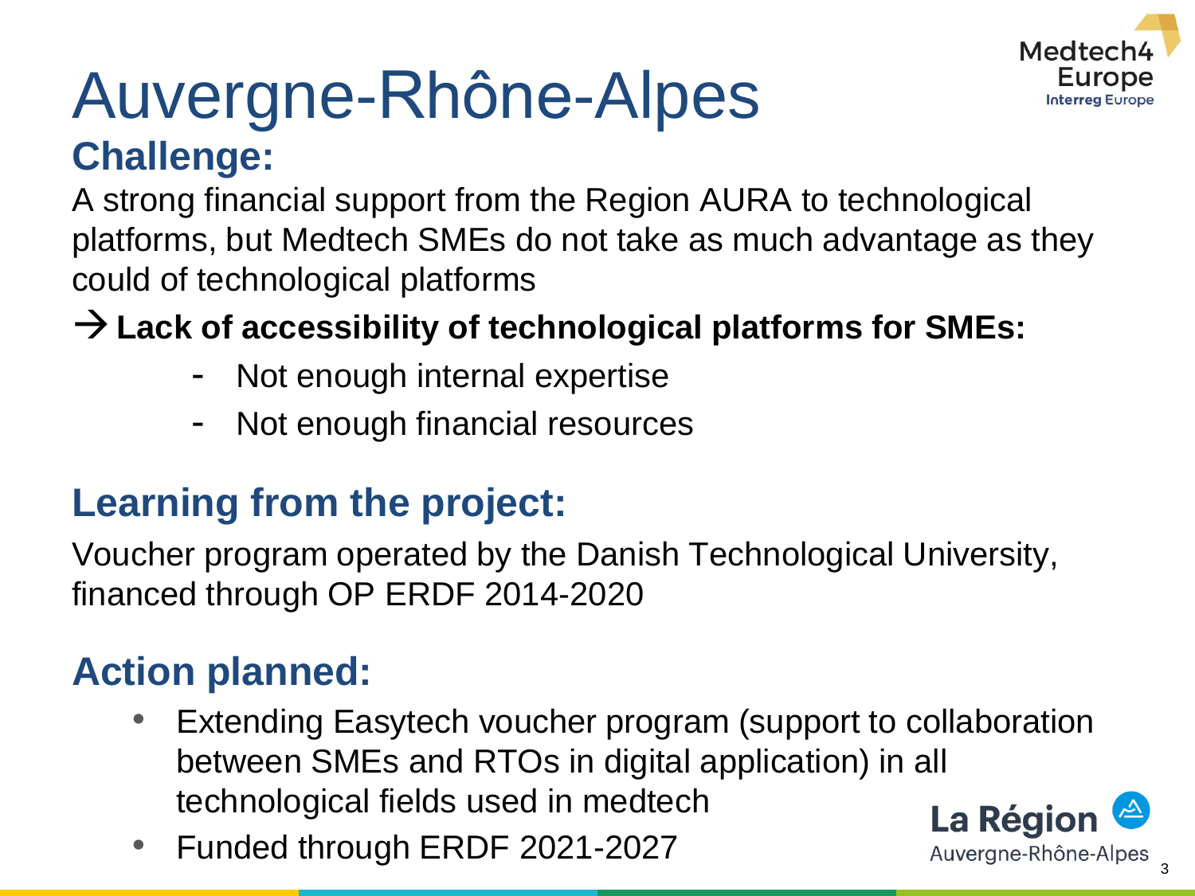# Auvergne-Rhône-Alpes

## Challenge:

A strong financial support from the Region AURA to technological platforms, but Medtech SMEs do not take as much advantage as they could of technological platforms

→ **Lack of accessibility of technological platforms for SMEs:**

- Not enough internal expertise
- Not enough financial resources

## Learning from the project:

Voucher program operated by the Danish Technological University, financed through OP ERDF 2014-2020

## Action planned:

- Extending Easytech voucher program (support to collaboration between SMEs and RTOs in digital application) in all technological fields used in medtech
- Funded through ERDF 2021-2027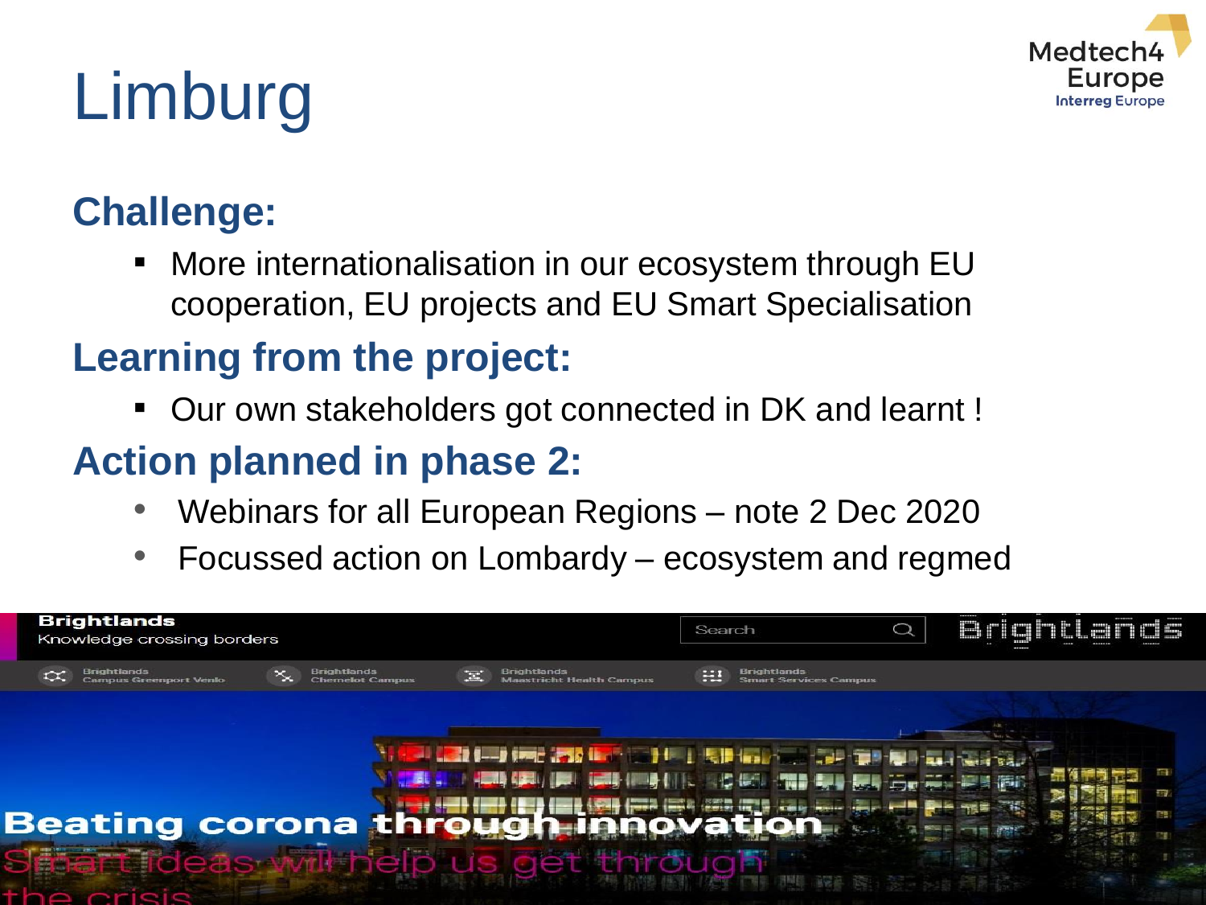# Limburg

Medtech4 Europe
Interreg Europe

## Challenge:

- More internationalisation in our ecosystem through EU cooperation, EU projects and EU Smart Specialisation

## Learning from the project:

- Our own stakeholders got connected in DK and learnt !

## Action planned in phase 2:

- Webinars for all European Regions – note 2 Dec 2020
- Focussed action on Lombardy – ecosystem and regmed

Brightlands
Knowledge crossing borders

Search

Brightlands

Brightlands Campus Greenport Venlo | Brightlands Chemelot Campus | Brightlands Maastricht Health Campus | Brightlands Smart Services Campus

Beating corona through innovation

Smart ideas will help us get through the crisis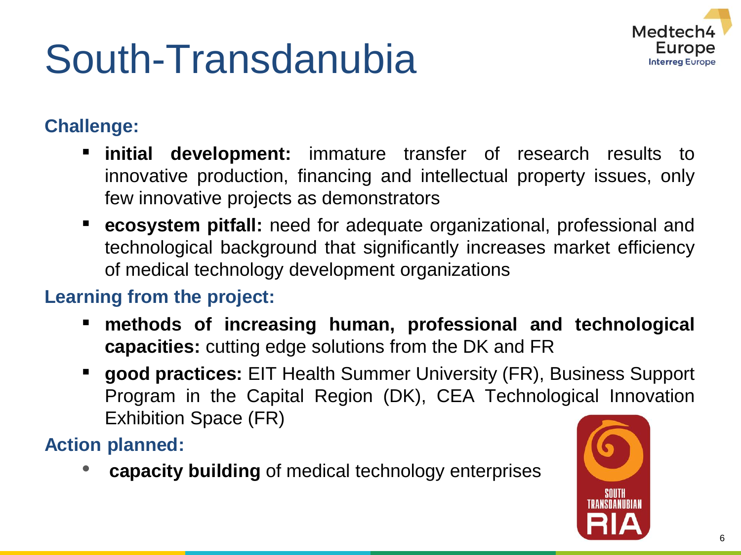# South-Transdanubia

### Challenge:

- **initial development:** immature transfer of research results to innovative production, financing and intellectual property issues, only few innovative projects as demonstrators
- **ecosystem pitfall:** need for adequate organizational, professional and technological background that significantly increases market efficiency of medical technology development organizations

### Learning from the project:

- **methods of increasing human, professional and technological capacities:** cutting edge solutions from the DK and FR
- **good practices:** EIT Health Summer University (FR), Business Support Program in the Capital Region (DK), CEA Technological Innovation Exhibition Space (FR)

### Action planned:

- **capacity building** of medical technology enterprises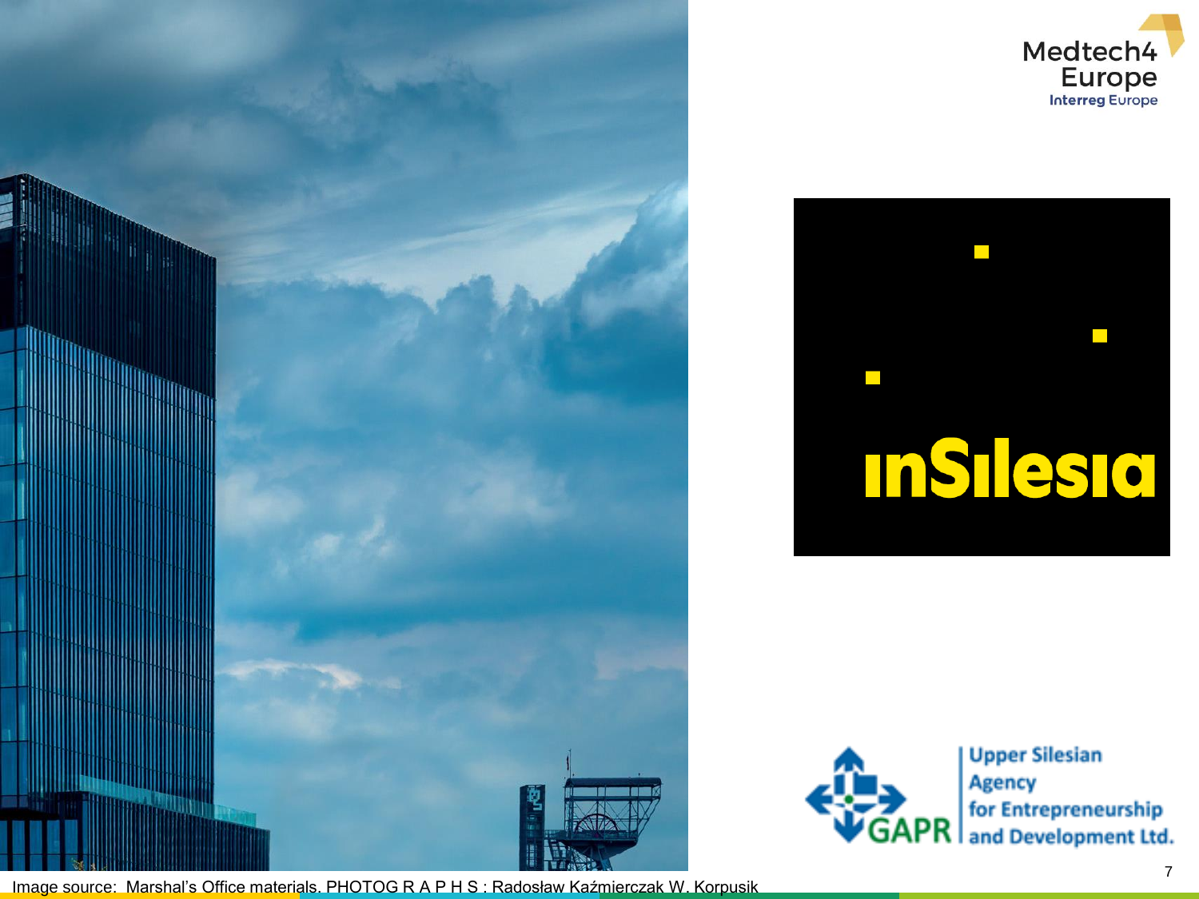Medtech4 Europe
Interreg Europe

inSilesia

GAPR Upper Silesian Agency for Entrepreneurship and Development Ltd.

Image source: Marshal's Office materials. PHOTOG R A P H S : Radosław Kaźmierczak W. Korpusik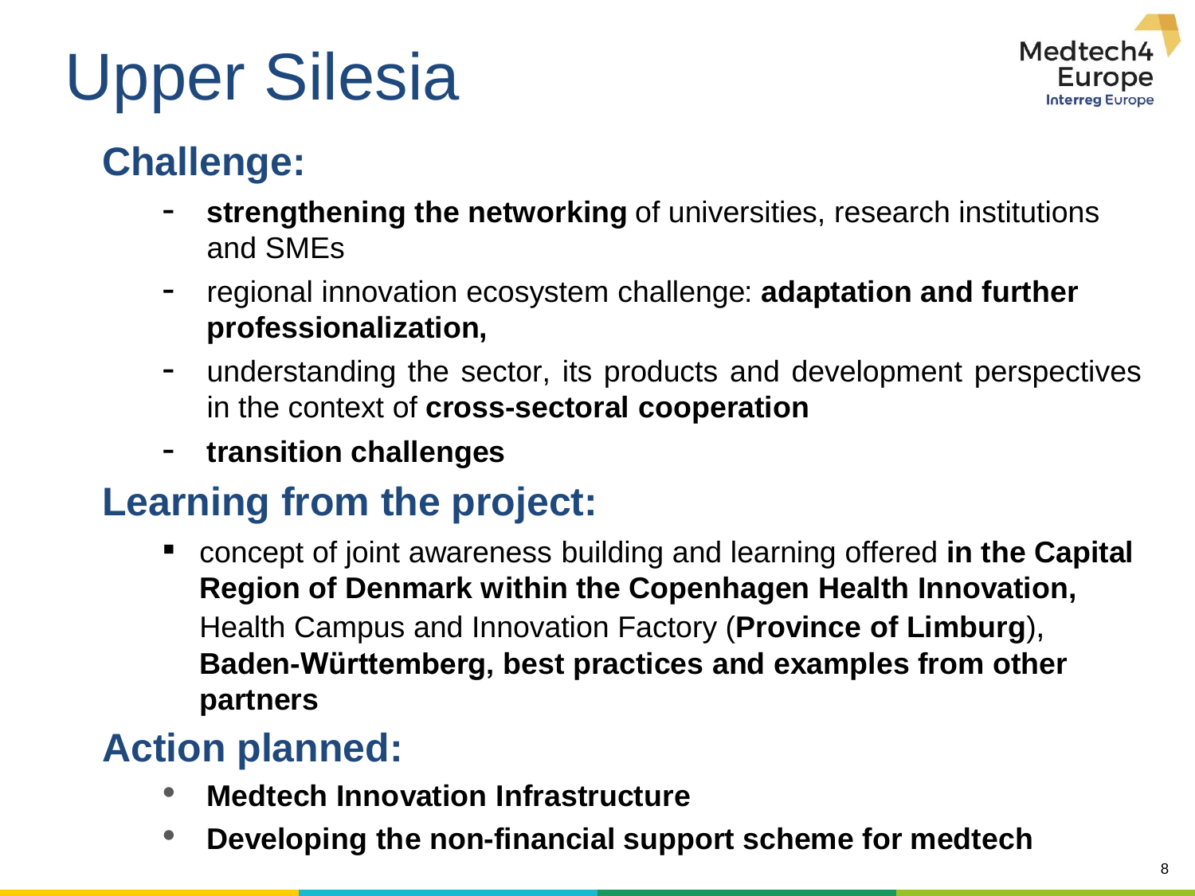# Upper Silesia

## Challenge:

- **strengthening the networking** of universities, research institutions and SMEs
- regional innovation ecosystem challenge: **adaptation and further professionalization,**
- understanding the sector, its products and development perspectives in the context of **cross-sectoral cooperation**
- **transition challenges**

## Learning from the project:

- concept of joint awareness building and learning offered **in the Capital Region of Denmark within the Copenhagen Health Innovation,** Health Campus and Innovation Factory (**Province of Limburg**), **Baden-Württemberg, best practices and examples from other partners**

## Action planned:

- **Medtech Innovation Infrastructure**
- **Developing the non-financial support scheme for medtech**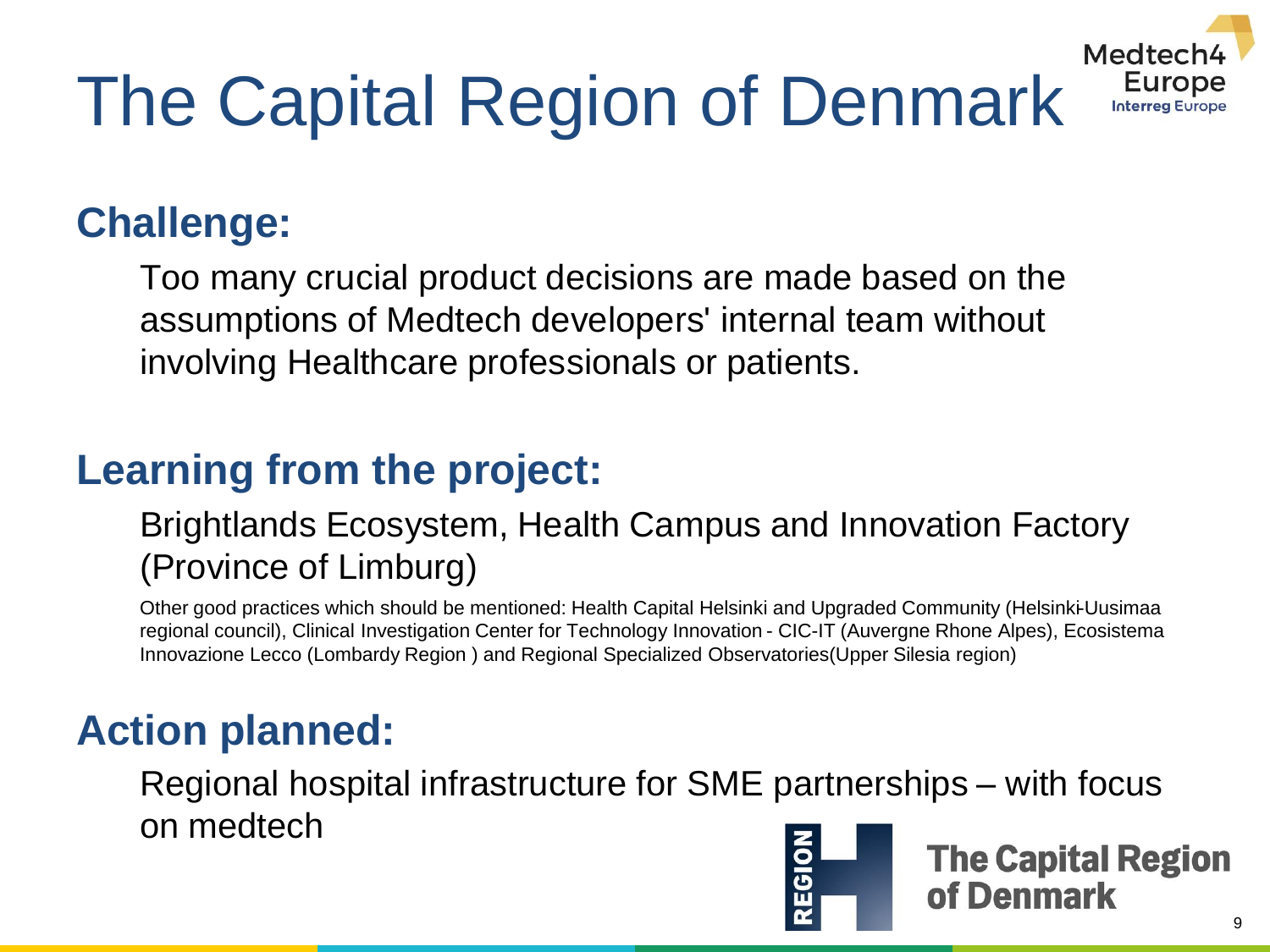# The Capital Region of Denmark

## Challenge:

Too many crucial product decisions are made based on the assumptions of Medtech developers' internal team without involving Healthcare professionals or patients.

## Learning from the project:

Brightlands Ecosystem, Health Campus and Innovation Factory (Province of Limburg)

Other good practices which should be mentioned: Health Capital Helsinki and Upgraded Community (Helsinki-Uusimaa regional council), Clinical Investigation Center for Technology Innovation - CIC-IT (Auvergne Rhone Alpes), Ecosistema Innovazione Lecco (Lombardy Region ) and Regional Specialized Observatories(Upper Silesia region)

## Action planned:

Regional hospital infrastructure for SME partnerships – with focus on medtech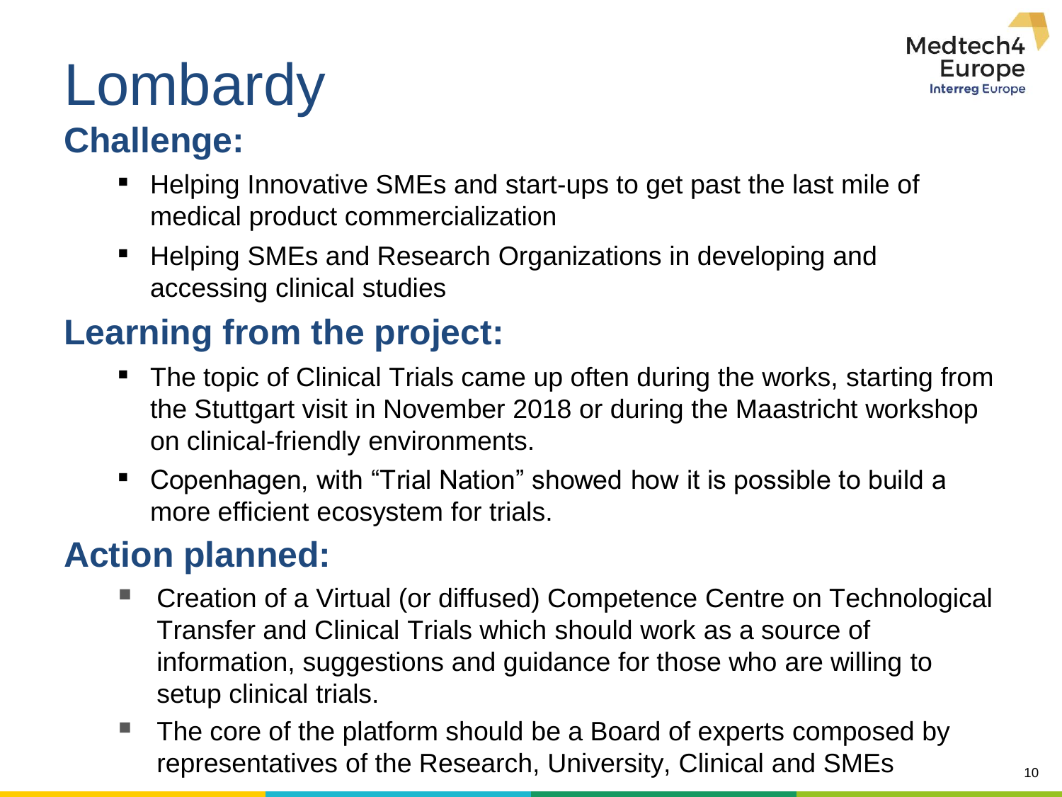# Lombardy

## Challenge:

- Helping Innovative SMEs and start-ups to get past the last mile of medical product commercialization
- Helping SMEs and Research Organizations in developing and accessing clinical studies

## Learning from the project:

- The topic of Clinical Trials came up often during the works, starting from the Stuttgart visit in November 2018 or during the Maastricht workshop on clinical-friendly environments.
- Copenhagen, with "Trial Nation" showed how it is possible to build a more efficient ecosystem for trials.

## Action planned:

- Creation of a Virtual (or diffused) Competence Centre on Technological Transfer and Clinical Trials which should work as a source of information, suggestions and guidance for those who are willing to setup clinical trials.
- The core of the platform should be a Board of experts composed by representatives of the Research, University, Clinical and SMEs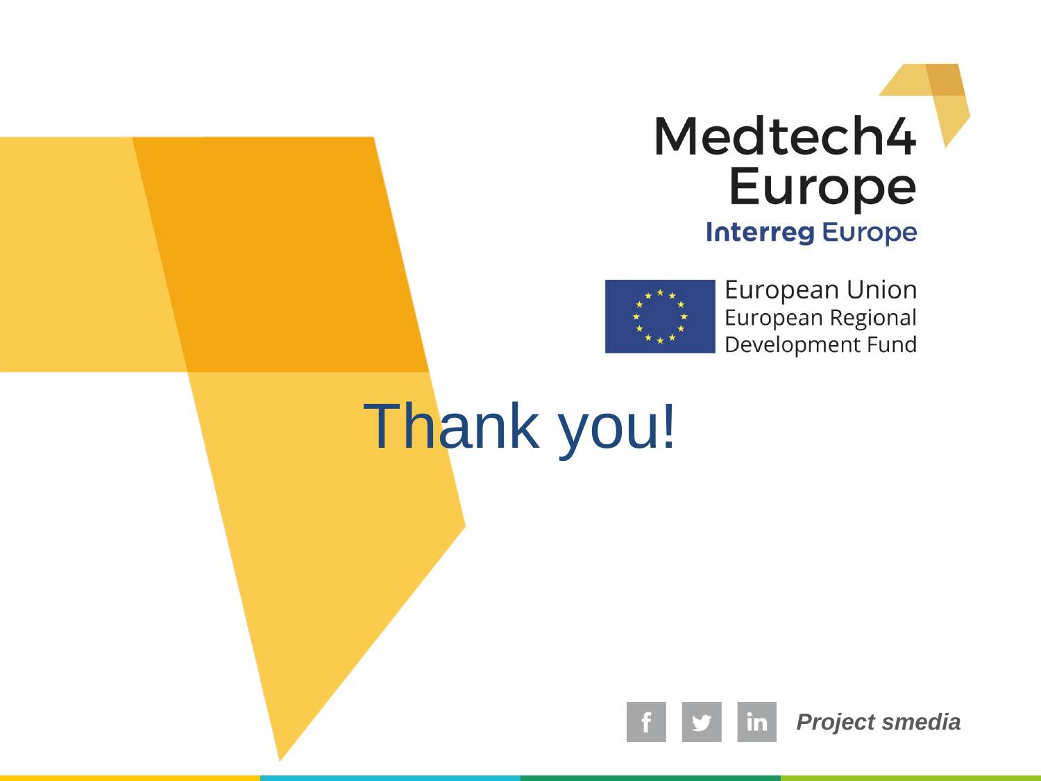Medtech4 Europe

Interreg Europe

European Union
European Regional Development Fund

# Thank you!

*Project smedia*